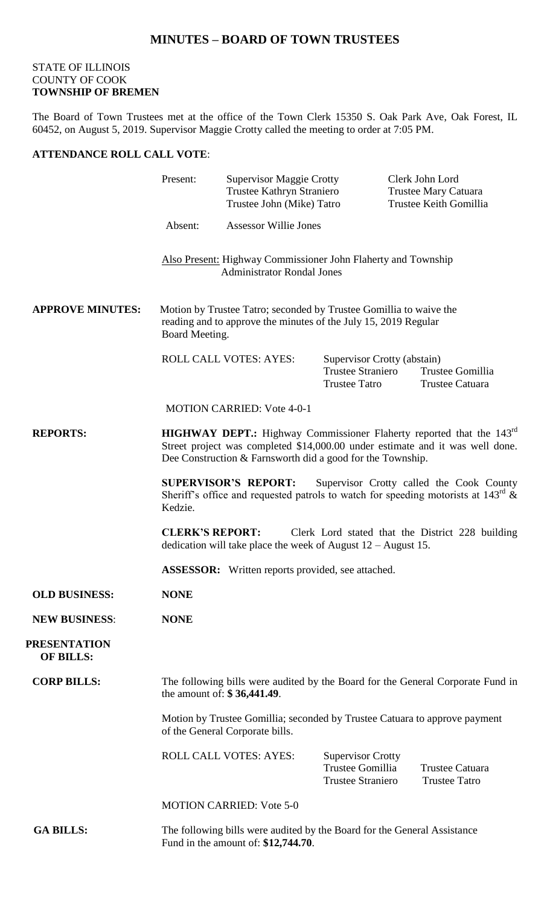# MINUTES – BOARD OF TOWN TRUSTEES

STATE OF ILLINOIS
COUNTY OF COOK
**TOWNSHIP OF BREMEN**

The Board of Town Trustees met at the office of the Town Clerk 15350 S. Oak Park Ave, Oak Forest, IL 60452, on August 5, 2019. Supervisor Maggie Crotty called the meeting to order at 7:05 PM.

**ATTENDANCE ROLL CALL VOTE**:

Present: Supervisor Maggie Crotty, Clerk John Lord, Trustee Kathryn Straniero, Trustee Mary Catuara, Trustee John (Mike) Tatro, Trustee Keith Gomillia

Absent: Assessor Willie Jones

Also Present: Highway Commissioner John Flaherty and Township Administrator Rondal Jones

**APPROVE MINUTES:** Motion by Trustee Tatro; seconded by Trustee Gomillia to waive the reading and to approve the minutes of the July 15, 2019 Regular Board Meeting.

ROLL CALL VOTES: AYES: Supervisor Crotty (abstain), Trustee Straniero, Trustee Gomillia, Trustee Tatro, Trustee Catuara

MOTION CARRIED: Vote 4-0-1

**REPORTS:**

**HIGHWAY DEPT.:** Highway Commissioner Flaherty reported that the 143rd Street project was completed $14,000.00 under estimate and it was well done. Dee Construction & Farnsworth did a good for the Township.

**SUPERVISOR'S REPORT:** Supervisor Crotty called the Cook County Sheriff's office and requested patrols to watch for speeding motorists at 143rd & Kedzie.

**CLERK'S REPORT:** Clerk Lord stated that the District 228 building dedication will take place the week of August 12 – August 15.

**ASSESSOR:** Written reports provided, see attached.

**OLD BUSINESS:** **NONE**

**NEW BUSINESS**: **NONE**

**PRESENTATION OF BILLS:**

**CORP BILLS:** The following bills were audited by the Board for the General Corporate Fund in the amount of: **$ 36,441.49**.

Motion by Trustee Gomillia; seconded by Trustee Catuara to approve payment of the General Corporate bills.

ROLL CALL VOTES: AYES: Supervisor Crotty, Trustee Gomillia, Trustee Catuara, Trustee Straniero, Trustee Tatro

MOTION CARRIED: Vote 5-0

**GA BILLS:** The following bills were audited by the Board for the General Assistance Fund in the amount of: **$12,744.70**.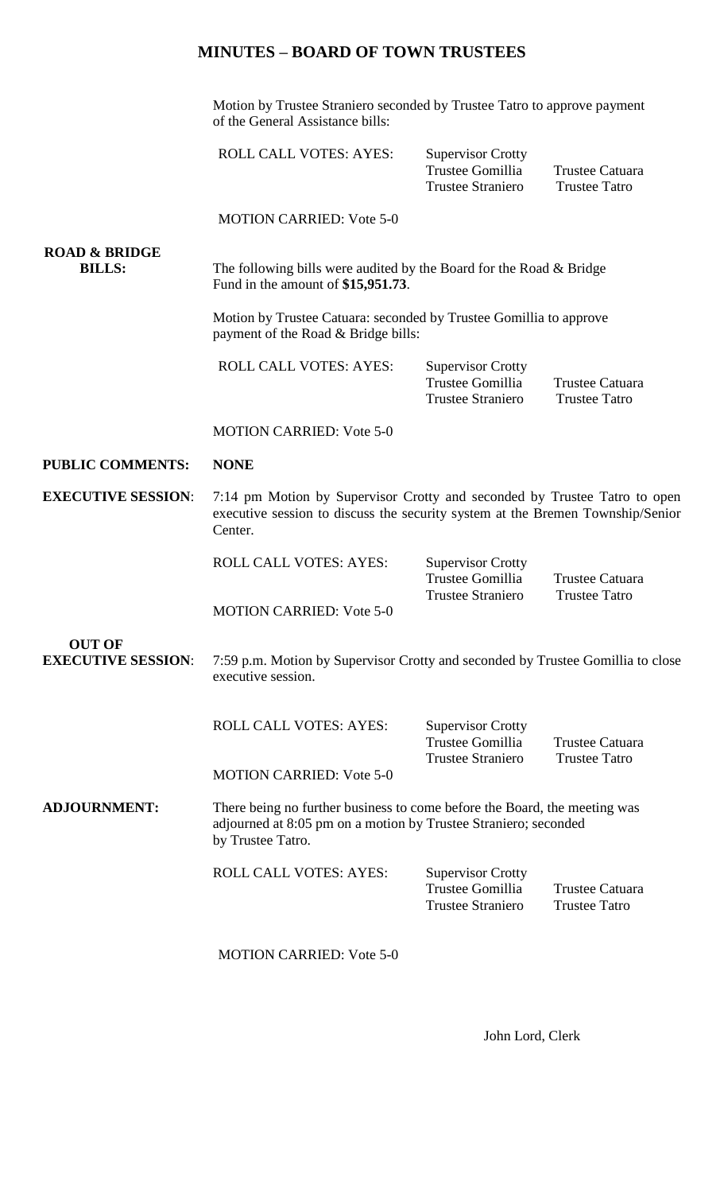# MINUTES – BOARD OF TOWN TRUSTEES

Motion by Trustee Straniero seconded by Trustee Tatro to approve payment of the General Assistance bills:

| | | |
|---|---|---|
| ROLL CALL VOTES: AYES: | Supervisor Crotty | |
| | Trustee Gomillia | Trustee Catuara |
| | Trustee Straniero | Trustee Tatro |

MOTION CARRIED: Vote 5-0

**ROAD & BRIDGE BILLS:** The following bills were audited by the Board for the Road & Bridge Fund in the amount of **$15,951.73**.

Motion by Trustee Catuara: seconded by Trustee Gomillia to approve payment of the Road & Bridge bills:

| | | |
|---|---|---|
| ROLL CALL VOTES: AYES: | Supervisor Crotty | |
| | Trustee Gomillia | Trustee Catuara |
| | Trustee Straniero | Trustee Tatro |

MOTION CARRIED: Vote 5-0

**PUBLIC COMMENTS:** **NONE**

**EXECUTIVE SESSION**: 7:14 pm Motion by Supervisor Crotty and seconded by Trustee Tatro to open executive session to discuss the security system at the Bremen Township/Senior Center.

| | | |
|---|---|---|
| ROLL CALL VOTES: AYES: | Supervisor Crotty | |
| | Trustee Gomillia | Trustee Catuara |
| | Trustee Straniero | Trustee Tatro |

MOTION CARRIED: Vote 5-0

**OUT OF EXECUTIVE SESSION**: 7:59 p.m. Motion by Supervisor Crotty and seconded by Trustee Gomillia to close executive session.

| | | |
|---|---|---|
| ROLL CALL VOTES: AYES: | Supervisor Crotty | |
| | Trustee Gomillia | Trustee Catuara |
| | Trustee Straniero | Trustee Tatro |

MOTION CARRIED: Vote 5-0

**ADJOURNMENT:** There being no further business to come before the Board, the meeting was adjourned at 8:05 pm on a motion by Trustee Straniero; seconded by Trustee Tatro.

| | | |
|---|---|---|
| ROLL CALL VOTES: AYES: | Supervisor Crotty | |
| | Trustee Gomillia | Trustee Catuara |
| | Trustee Straniero | Trustee Tatro |

MOTION CARRIED: Vote 5-0

John Lord, Clerk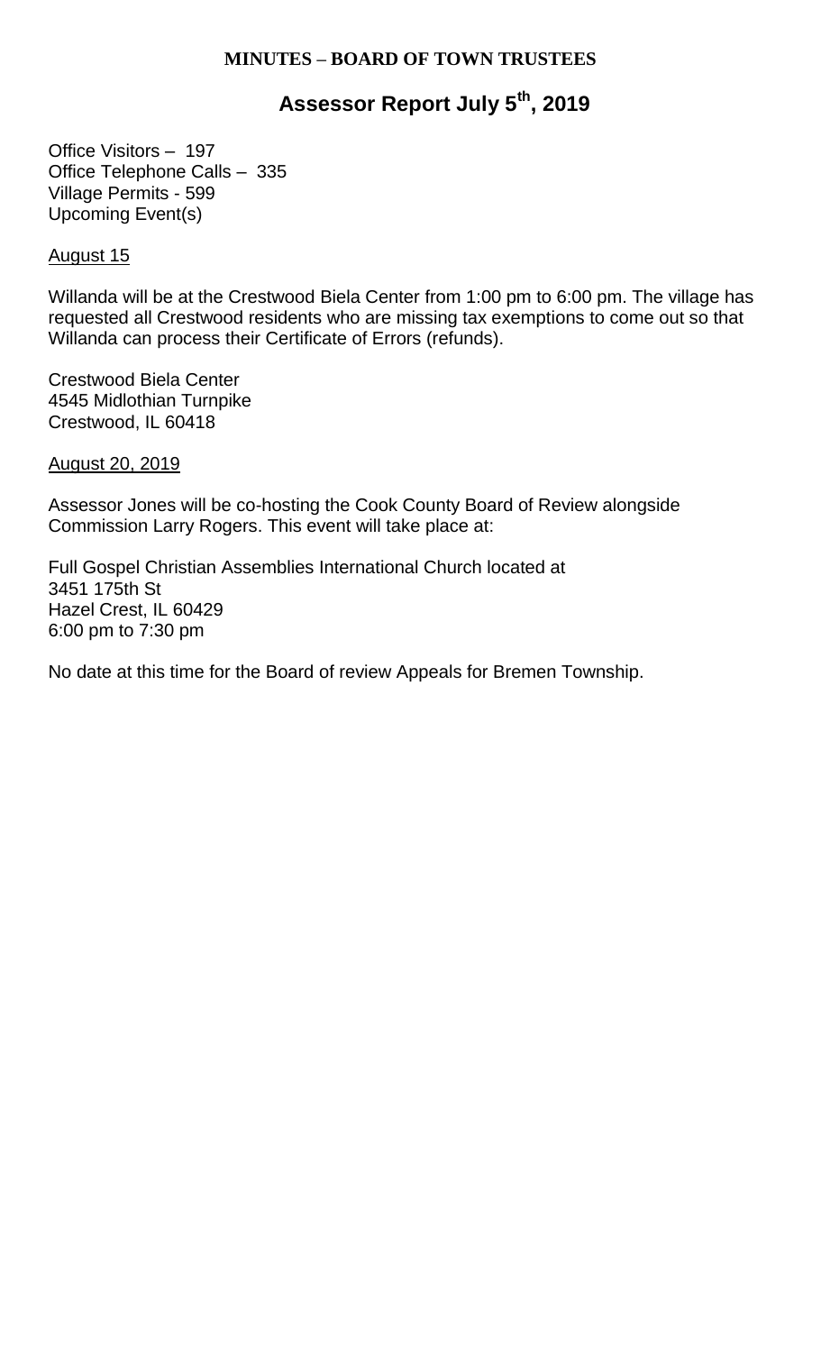**MINUTES – BOARD OF TOWN TRUSTEES**

# Assessor Report July 5th, 2019

Office Visitors – 197
Office Telephone Calls – 335
Village Permits - 599
Upcoming Event(s)

<u>August 15</u>

Willanda will be at the Crestwood Biela Center from 1:00 pm to 6:00 pm. The village has requested all Crestwood residents who are missing tax exemptions to come out so that Willanda can process their Certificate of Errors (refunds).

Crestwood Biela Center
4545 Midlothian Turnpike
Crestwood, IL 60418

<u>August 20, 2019</u>

Assessor Jones will be co-hosting the Cook County Board of Review alongside Commission Larry Rogers. This event will take place at:

Full Gospel Christian Assemblies International Church located at
3451 175th St
Hazel Crest, IL 60429
6:00 pm to 7:30 pm

No date at this time for the Board of review Appeals for Bremen Township.